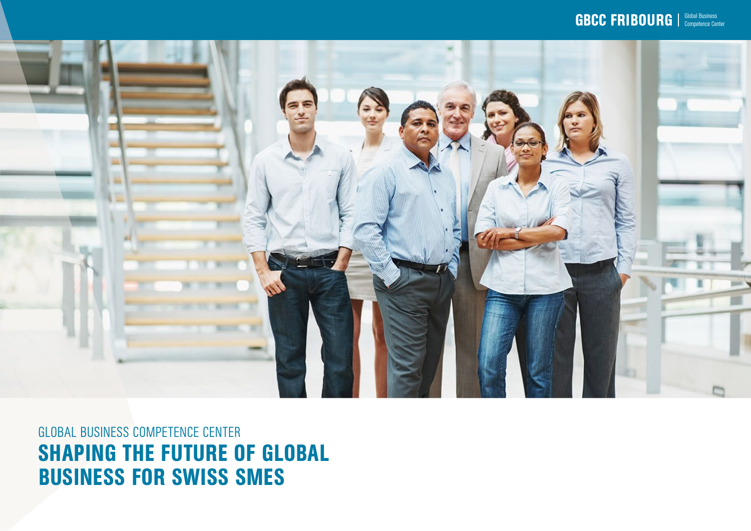GBCC FRIBOURG | Global Business Competence Center

GLOBAL BUSINESS COMPETENCE CENTER

# SHAPING THE FUTURE OF GLOBAL BUSINESS FOR SWISS SMES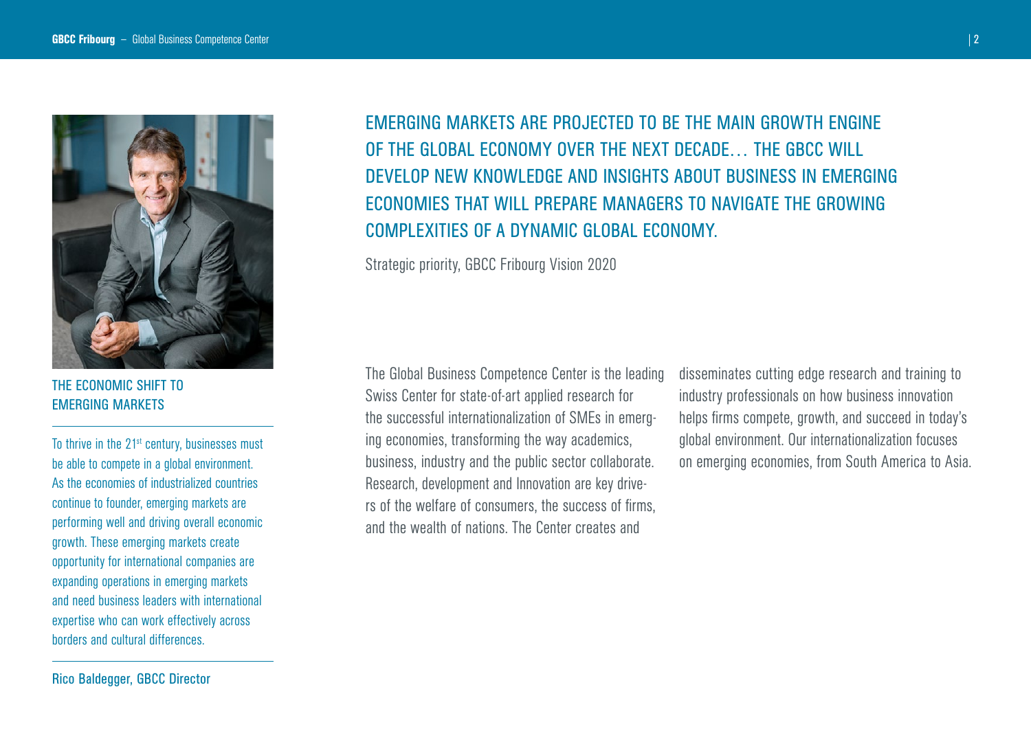> EMERGING MARKETS ARE PROJECTED TO BE THE MAIN GROWTH ENGINE OF THE GLOBAL ECONOMY OVER THE NEXT DECADE… THE GBCC WILL DEVELOP NEW KNOWLEDGE AND INSIGHTS ABOUT BUSINESS IN EMERGING ECONOMIES THAT WILL PREPARE MANAGERS TO NAVIGATE THE GROWING COMPLEXITIES OF A DYNAMIC GLOBAL ECONOMY.

Strategic priority, GBCC Fribourg Vision 2020

## THE ECONOMIC SHIFT TO EMERGING MARKETS

To thrive in the 21st century, businesses must be able to compete in a global environment. As the economies of industrialized countries continue to founder, emerging markets are performing well and driving overall economic growth. These emerging markets create opportunity for international companies are expanding operations in emerging markets and need business leaders with international expertise who can work effectively across borders and cultural differences.

Rico Baldegger, GBCC Director

The Global Business Competence Center is the leading Swiss Center for state-of-art applied research for the successful internationalization of SMEs in emerging economies, transforming the way academics, business, industry and the public sector collaborate. Research, development and Innovation are key drivers of the welfare of consumers, the success of firms, and the wealth of nations. The Center creates and disseminates cutting edge research and training to industry professionals on how business innovation helps firms compete, growth, and succeed in today's global environment. Our internationalization focuses on emerging economies, from South America to Asia.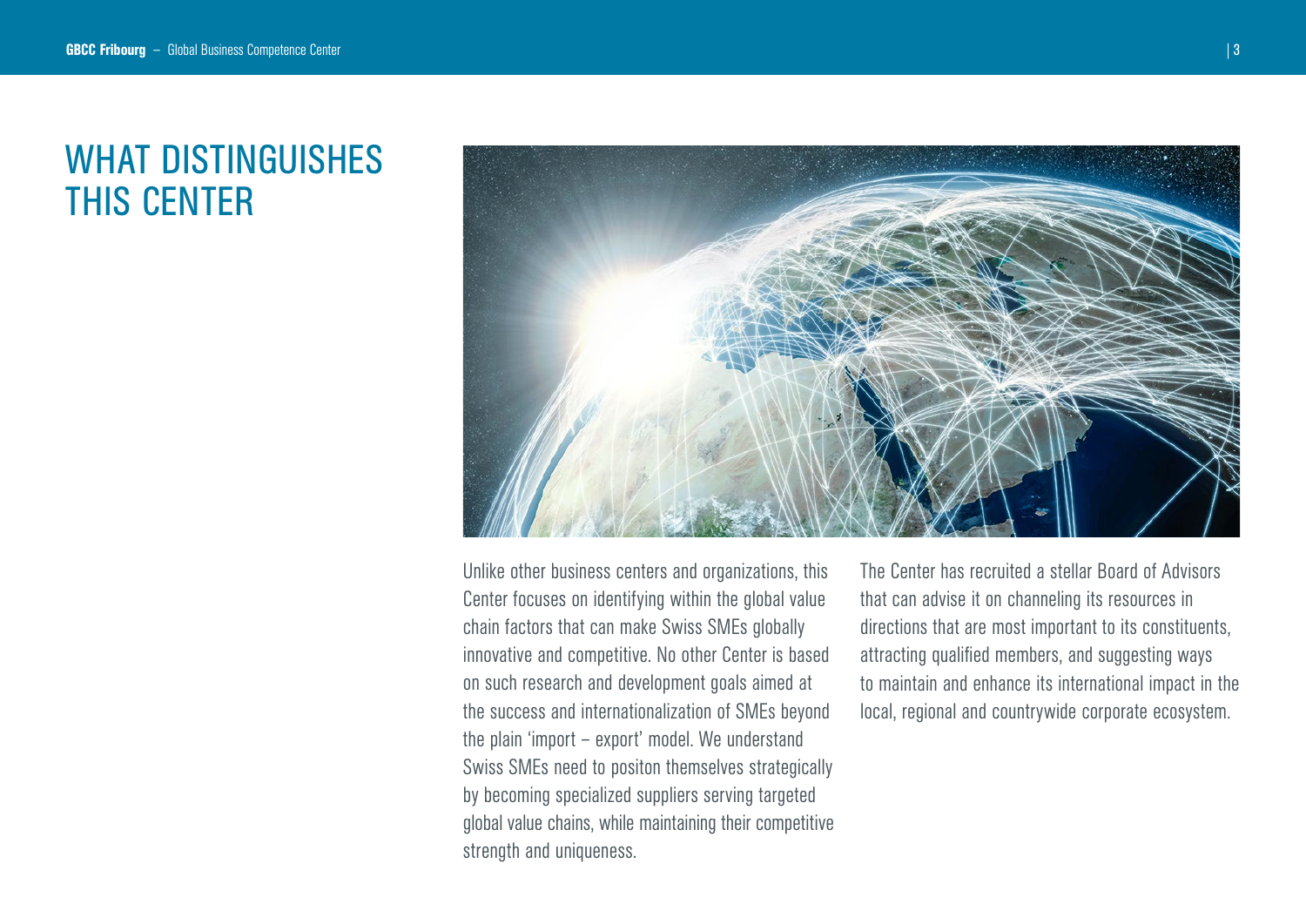# WHAT DISTINGUISHES THIS CENTER

Unlike other business centers and organizations, this Center focuses on identifying within the global value chain factors that can make Swiss SMEs globally innovative and competitive. No other Center is based on such research and development goals aimed at the success and internationalization of SMEs beyond the plain 'import – export' model. We understand Swiss SMEs need to positon themselves strategically by becoming specialized suppliers serving targeted global value chains, while maintaining their competitive strength and uniqueness.

The Center has recruited a stellar Board of Advisors that can advise it on channeling its resources in directions that are most important to its constituents, attracting qualified members, and suggesting ways to maintain and enhance its international impact in the local, regional and countrywide corporate ecosystem.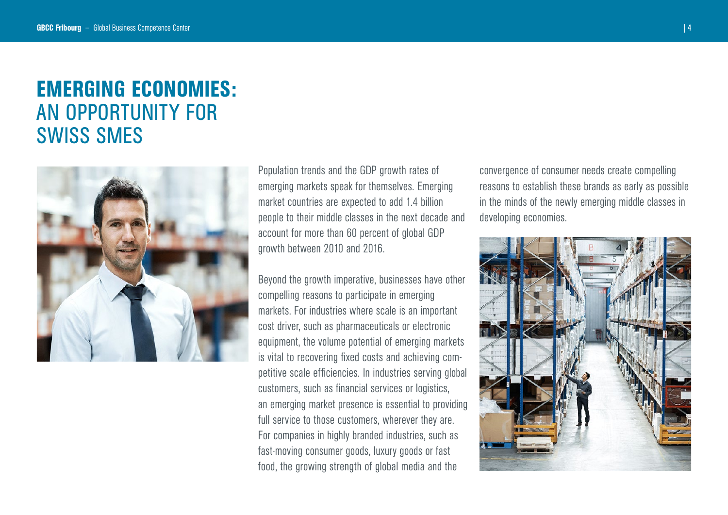# EMERGING ECONOMIES: AN OPPORTUNITY FOR SWISS SMES

Population trends and the GDP growth rates of emerging markets speak for themselves. Emerging market countries are expected to add 1.4 billion people to their middle classes in the next decade and account for more than 60 percent of global GDP growth between 2010 and 2016.

Beyond the growth imperative, businesses have other compelling reasons to participate in emerging markets. For industries where scale is an important cost driver, such as pharmaceuticals or electronic equipment, the volume potential of emerging markets is vital to recovering fixed costs and achieving competitive scale efficiencies. In industries serving global customers, such as financial services or logistics, an emerging market presence is essential to providing full service to those customers, wherever they are. For companies in highly branded industries, such as fast-moving consumer goods, luxury goods or fast food, the growing strength of global media and the convergence of consumer needs create compelling reasons to establish these brands as early as possible in the minds of the newly emerging middle classes in developing economies.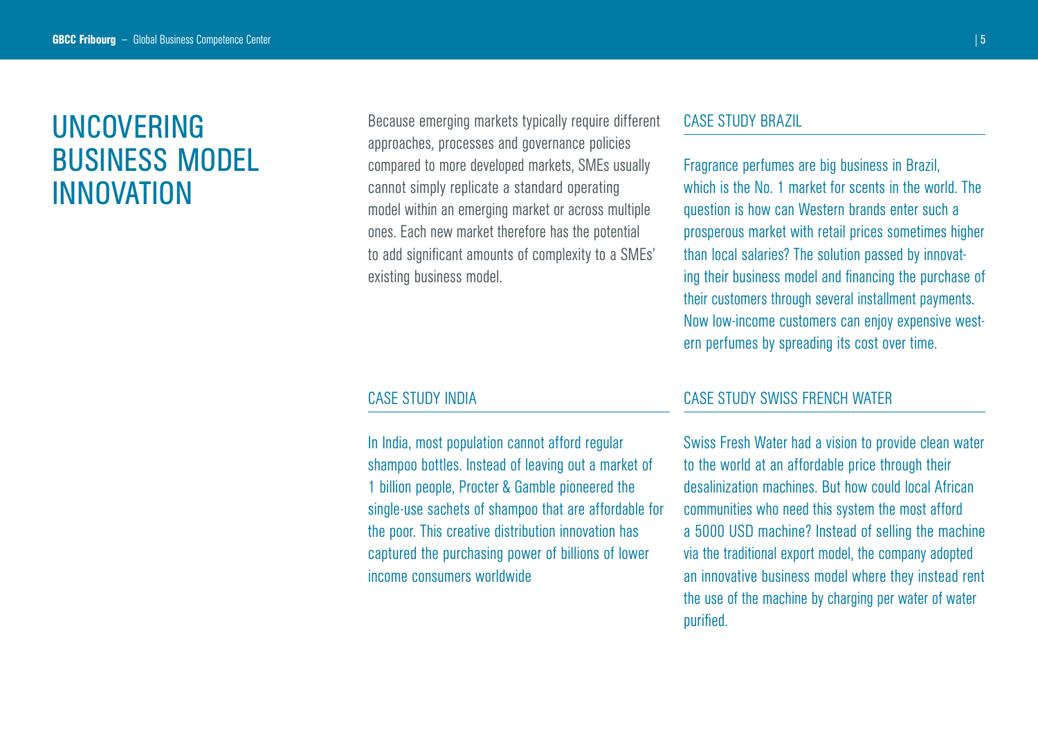# UNCOVERING BUSINESS MODEL INNOVATION

Because emerging markets typically require different approaches, processes and governance policies compared to more developed markets, SMEs usually cannot simply replicate a standard operating model within an emerging market or across multiple ones. Each new market therefore has the potential to add significant amounts of complexity to a SMEs' existing business model.

## CASE STUDY BRAZIL

Fragrance perfumes are big business in Brazil, which is the No. 1 market for scents in the world. The question is how can Western brands enter such a prosperous market with retail prices sometimes higher than local salaries? The solution passed by innovating their business model and financing the purchase of their customers through several installment payments. Now low-income customers can enjoy expensive western perfumes by spreading its cost over time.

## CASE STUDY INDIA

In India, most population cannot afford regular shampoo bottles. Instead of leaving out a market of 1 billion people, Procter & Gamble pioneered the single-use sachets of shampoo that are affordable for the poor. This creative distribution innovation has captured the purchasing power of billions of lower income consumers worldwide

## CASE STUDY SWISS FRENCH WATER

Swiss Fresh Water had a vision to provide clean water to the world at an affordable price through their desalinization machines. But how could local African communities who need this system the most afford a 5000 USD machine? Instead of selling the machine via the traditional export model, the company adopted an innovative business model where they instead rent the use of the machine by charging per water of water purified.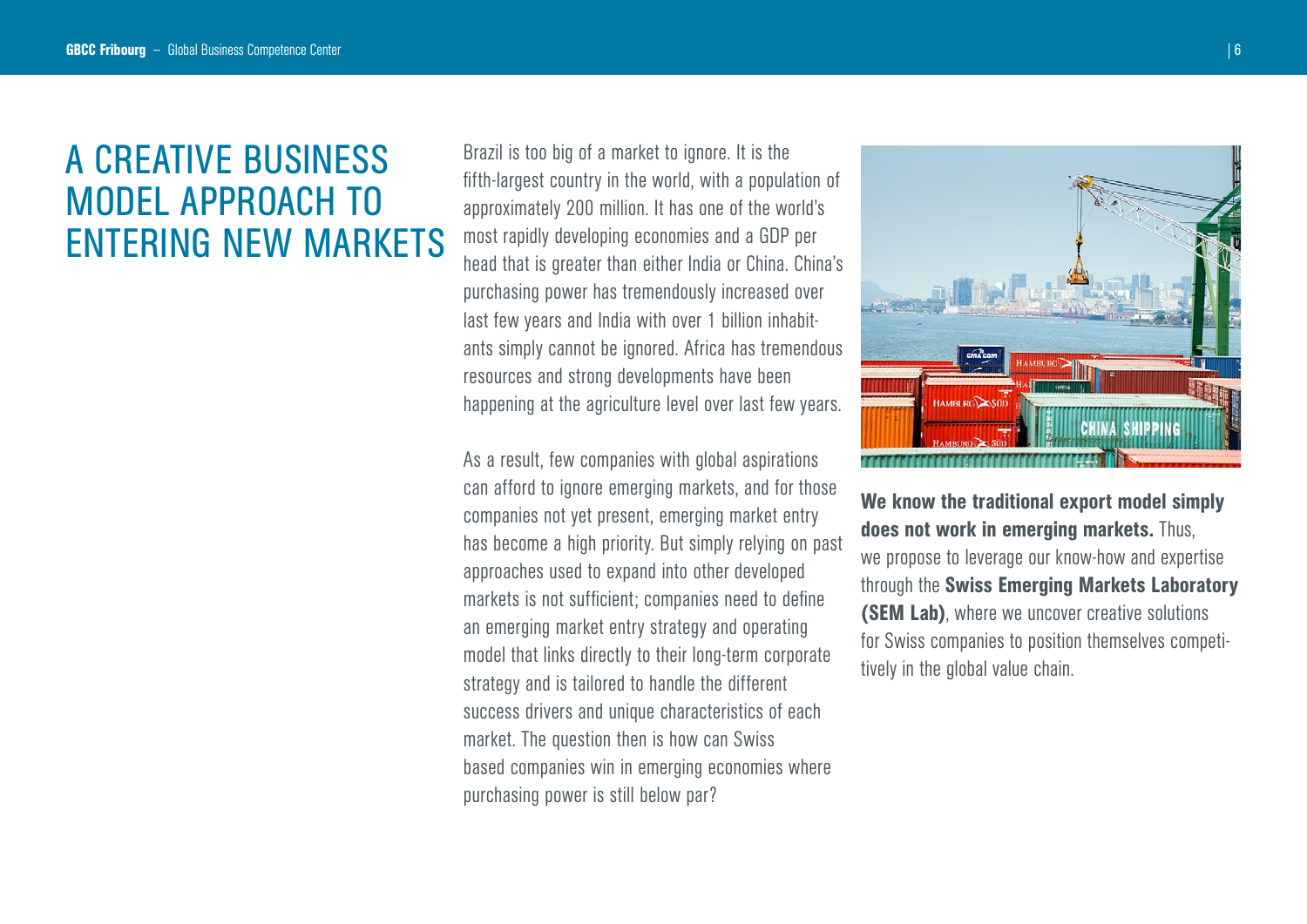# A CREATIVE BUSINESS MODEL APPROACH TO ENTERING NEW MARKETS

Brazil is too big of a market to ignore. It is the fifth-largest country in the world, with a population of approximately 200 million. It has one of the world's most rapidly developing economies and a GDP per head that is greater than either India or China. China's purchasing power has tremendously increased over last few years and India with over 1 billion inhabitants simply cannot be ignored. Africa has tremendous resources and strong developments have been happening at the agriculture level over last few years.

As a result, few companies with global aspirations can afford to ignore emerging markets, and for those companies not yet present, emerging market entry has become a high priority. But simply relying on past approaches used to expand into other developed markets is not sufficient; companies need to define an emerging market entry strategy and operating model that links directly to their long-term corporate strategy and is tailored to handle the different success drivers and unique characteristics of each market. The question then is how can Swiss based companies win in emerging economies where purchasing power is still below par?

**We know the traditional export model simply does not work in emerging markets.** Thus, we propose to leverage our know-how and expertise through the **Swiss Emerging Markets Laboratory (SEM Lab)**, where we uncover creative solutions for Swiss companies to position themselves competitively in the global value chain.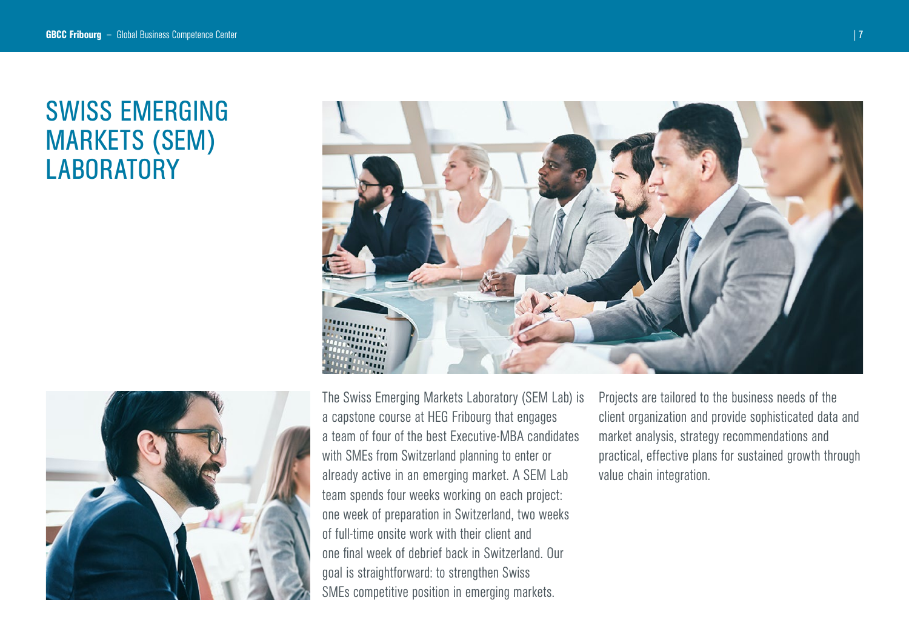# SWISS EMERGING MARKETS (SEM) LABORATORY

The Swiss Emerging Markets Laboratory (SEM Lab) is a capstone course at HEG Fribourg that engages a team of four of the best Executive-MBA candidates with SMEs from Switzerland planning to enter or already active in an emerging market. A SEM Lab team spends four weeks working on each project: one week of preparation in Switzerland, two weeks of full-time onsite work with their client and one final week of debrief back in Switzerland. Our goal is straightforward: to strengthen Swiss SMEs competitive position in emerging markets.

Projects are tailored to the business needs of the client organization and provide sophisticated data and market analysis, strategy recommendations and practical, effective plans for sustained growth through value chain integration.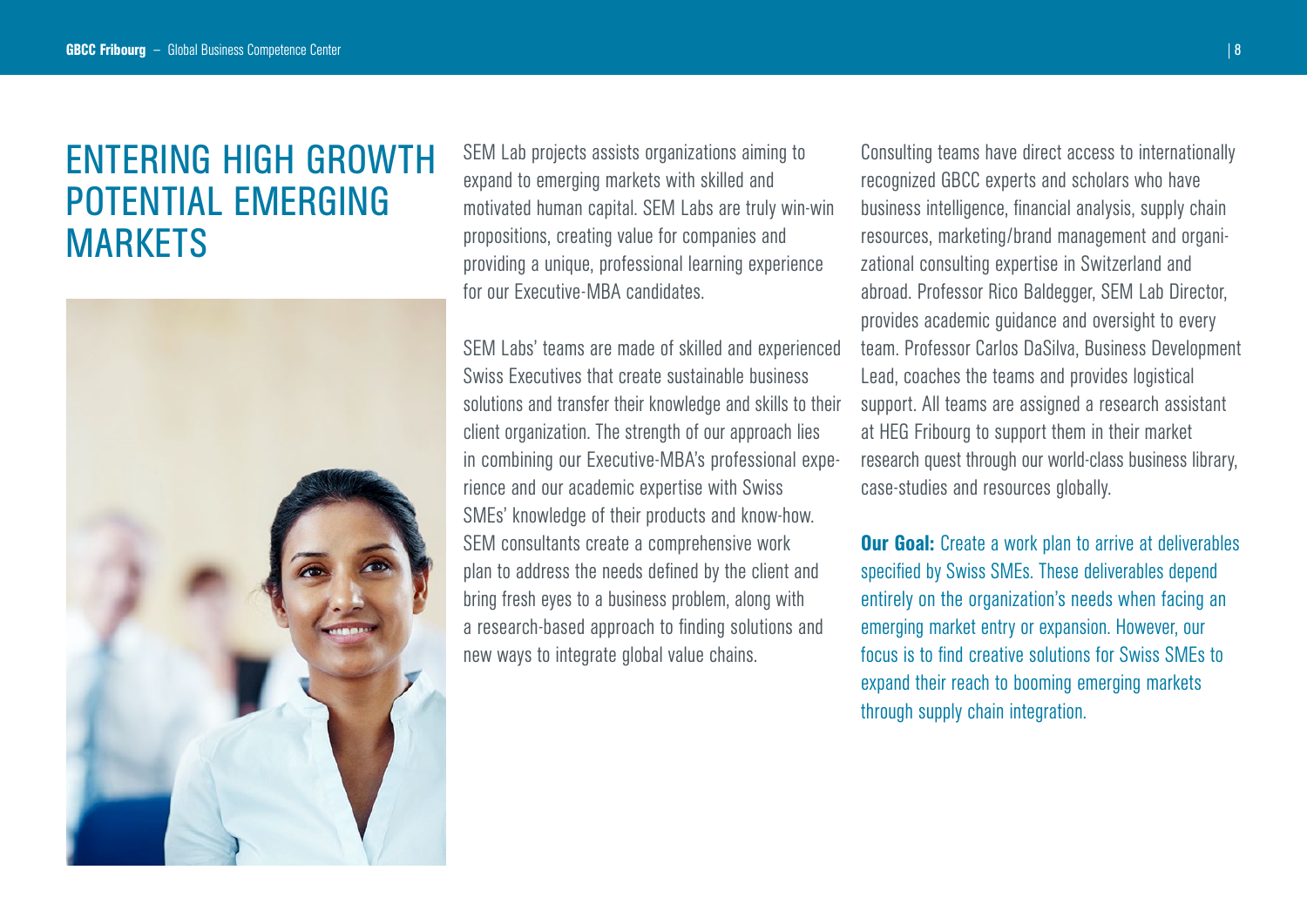# ENTERING HIGH GROWTH POTENTIAL EMERGING MARKETS

SEM Lab projects assists organizations aiming to expand to emerging markets with skilled and motivated human capital. SEM Labs are truly win-win propositions, creating value for companies and providing a unique, professional learning experience for our Executive-MBA candidates.

SEM Labs' teams are made of skilled and experienced Swiss Executives that create sustainable business solutions and transfer their knowledge and skills to their client organization. The strength of our approach lies in combining our Executive-MBA's professional experience and our academic expertise with Swiss SMEs' knowledge of their products and know-how. SEM consultants create a comprehensive work plan to address the needs defined by the client and bring fresh eyes to a business problem, along with a research-based approach to finding solutions and new ways to integrate global value chains.

Consulting teams have direct access to internationally recognized GBCC experts and scholars who have business intelligence, financial analysis, supply chain resources, marketing/brand management and organizational consulting expertise in Switzerland and abroad. Professor Rico Baldegger, SEM Lab Director, provides academic guidance and oversight to every team. Professor Carlos DaSilva, Business Development Lead, coaches the teams and provides logistical support. All teams are assigned a research assistant at HEG Fribourg to support them in their market research quest through our world-class business library, case-studies and resources globally.

**Our Goal:** Create a work plan to arrive at deliverables specified by Swiss SMEs. These deliverables depend entirely on the organization's needs when facing an emerging market entry or expansion. However, our focus is to find creative solutions for Swiss SMEs to expand their reach to booming emerging markets through supply chain integration.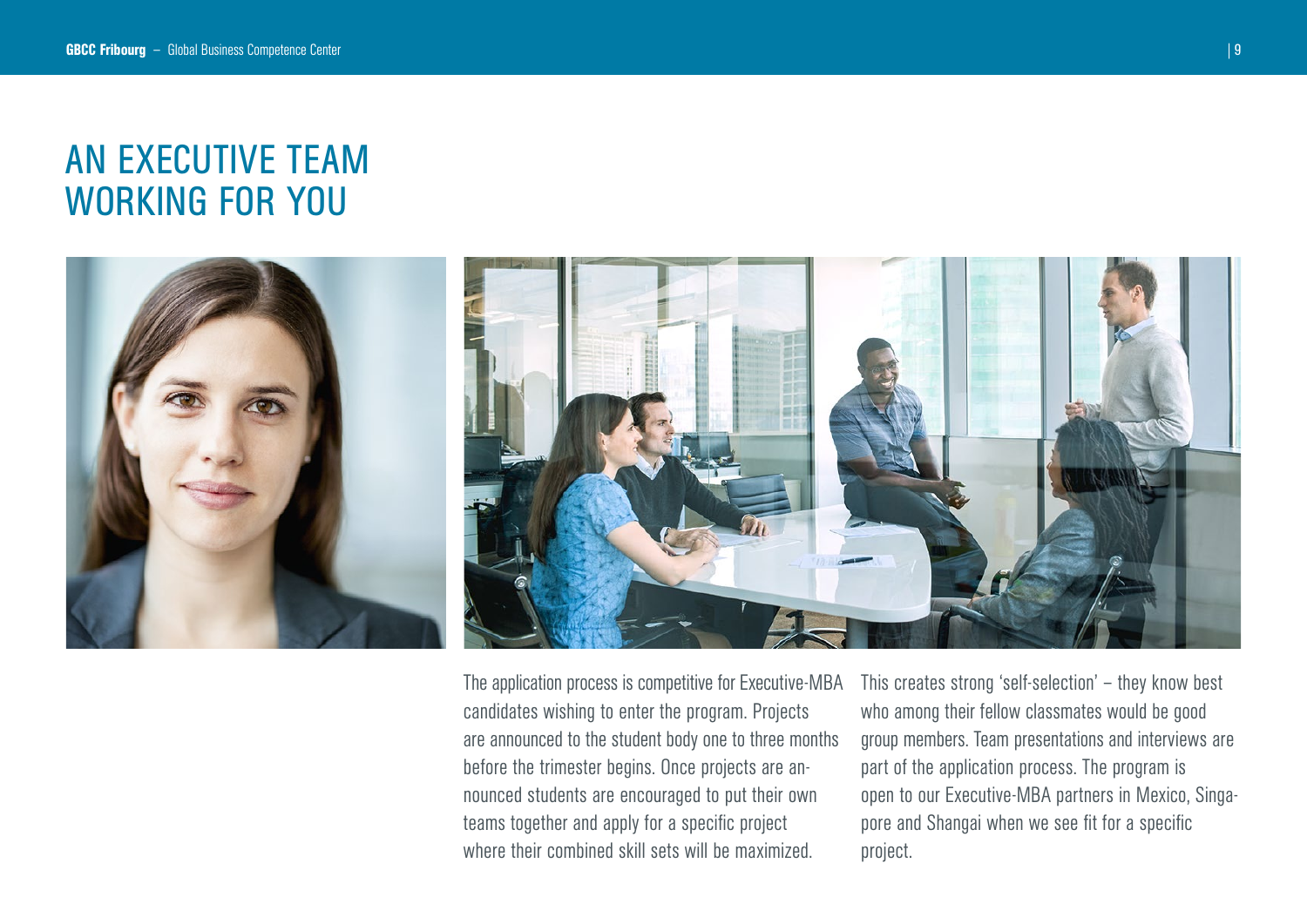# AN EXECUTIVE TEAM WORKING FOR YOU

The application process is competitive for Executive-MBA candidates wishing to enter the program. Projects are announced to the student body one to three months before the trimester begins. Once projects are announced students are encouraged to put their own teams together and apply for a specific project where their combined skill sets will be maximized.

This creates strong 'self-selection' – they know best who among their fellow classmates would be good group members. Team presentations and interviews are part of the application process. The program is open to our Executive-MBA partners in Mexico, Singapore and Shangai when we see fit for a specific project.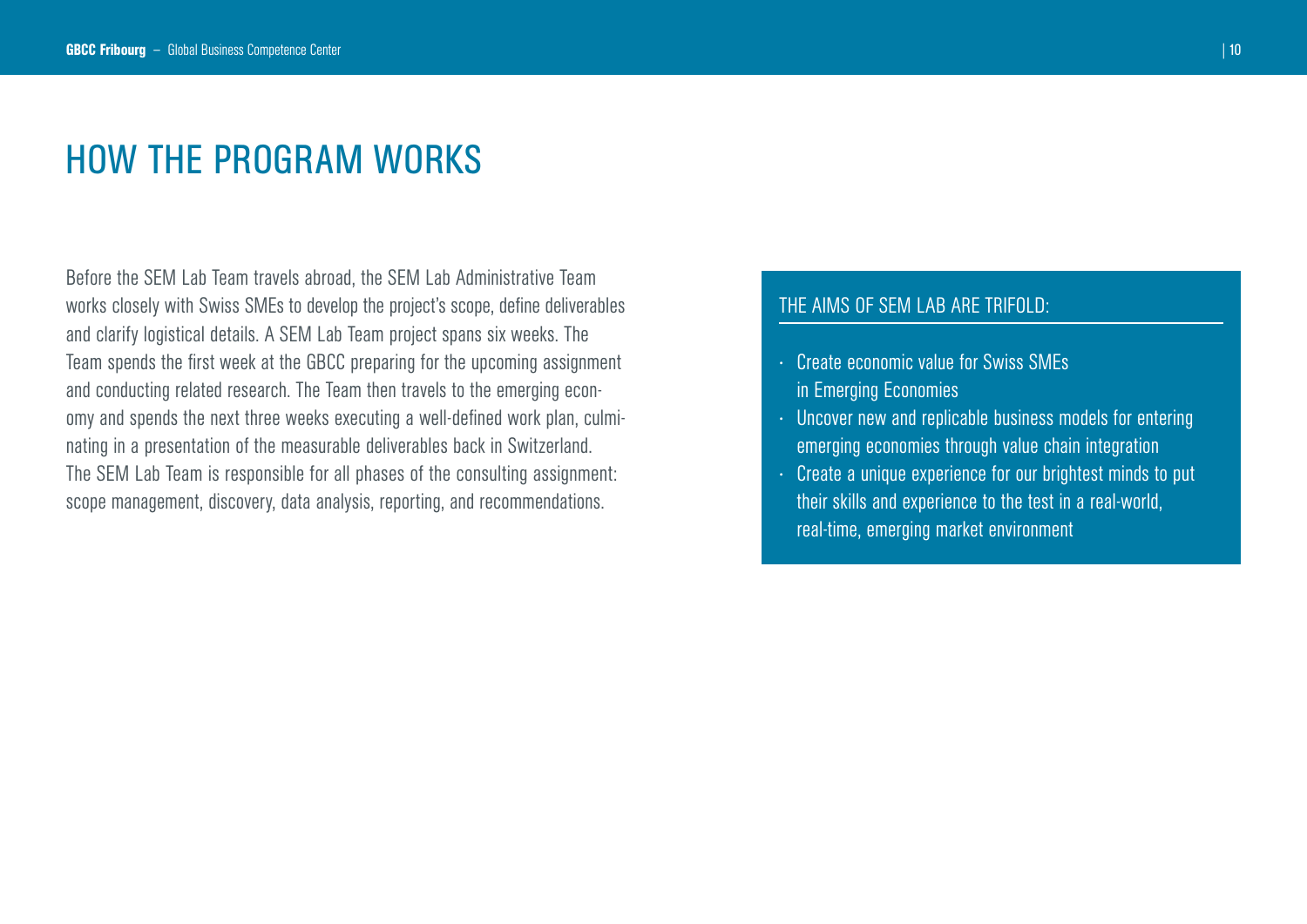# HOW THE PROGRAM WORKS

Before the SEM Lab Team travels abroad, the SEM Lab Administrative Team works closely with Swiss SMEs to develop the project's scope, define deliverables and clarify logistical details. A SEM Lab Team project spans six weeks. The Team spends the first week at the GBCC preparing for the upcoming assignment and conducting related research. The Team then travels to the emerging economy and spends the next three weeks executing a well-defined work plan, culminating in a presentation of the measurable deliverables back in Switzerland. The SEM Lab Team is responsible for all phases of the consulting assignment: scope management, discovery, data analysis, reporting, and recommendations.

## THE AIMS OF SEM LAB ARE TRIFOLD:

- Create economic value for Swiss SMEs in Emerging Economies
- Uncover new and replicable business models for entering emerging economies through value chain integration
- Create a unique experience for our brightest minds to put their skills and experience to the test in a real-world, real-time, emerging market environment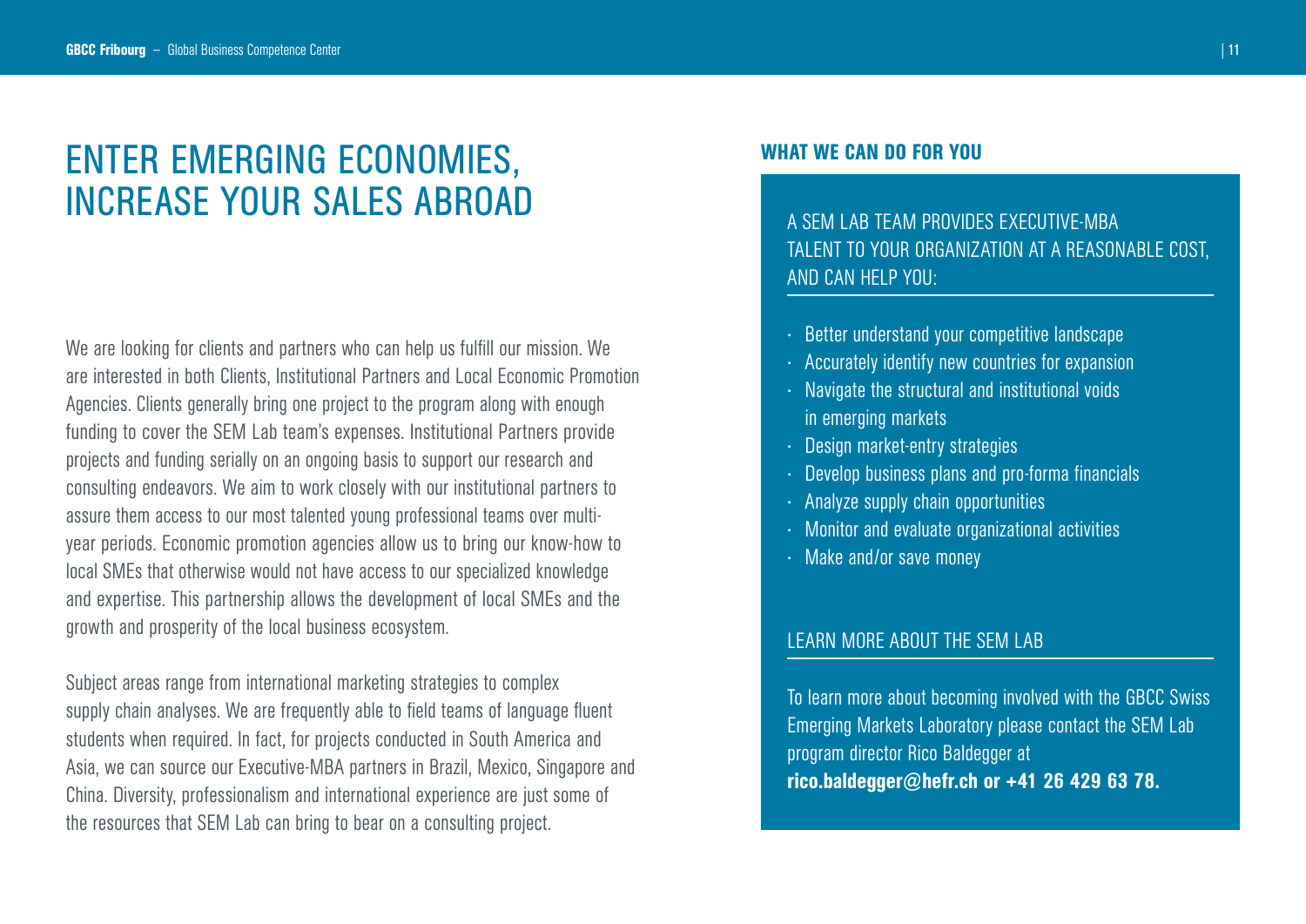# ENTER EMERGING ECONOMIES, INCREASE YOUR SALES ABROAD

We are looking for clients and partners who can help us fulfill our mission. We are interested in both Clients, Institutional Partners and Local Economic Promotion Agencies. Clients generally bring one project to the program along with enough funding to cover the SEM Lab team's expenses. Institutional Partners provide projects and funding serially on an ongoing basis to support our research and consulting endeavors. We aim to work closely with our institutional partners to assure them access to our most talented young professional teams over multi-year periods. Economic promotion agencies allow us to bring our know-how to local SMEs that otherwise would not have access to our specialized knowledge and expertise. This partnership allows the development of local SMEs and the growth and prosperity of the local business ecosystem.

Subject areas range from international marketing strategies to complex supply chain analyses. We are frequently able to field teams of language fluent students when required. In fact, for projects conducted in South America and Asia, we can source our Executive-MBA partners in Brazil, Mexico, Singapore and China. Diversity, professionalism and international experience are just some of the resources that SEM Lab can bring to bear on a consulting project.

## WHAT WE CAN DO FOR YOU

### A SEM LAB TEAM PROVIDES EXECUTIVE-MBA TALENT TO YOUR ORGANIZATION AT A REASONABLE COST, AND CAN HELP YOU:

- Better understand your competitive landscape
- Accurately identify new countries for expansion
- Navigate the structural and institutional voids in emerging markets
- Design market-entry strategies
- Develop business plans and pro-forma financials
- Analyze supply chain opportunities
- Monitor and evaluate organizational activities
- Make and/or save money

### LEARN MORE ABOUT THE SEM LAB

To learn more about becoming involved with the GBCC Swiss Emerging Markets Laboratory please contact the SEM Lab program director Rico Baldegger at **rico.baldegger@hefr.ch or +41 26 429 63 78.**